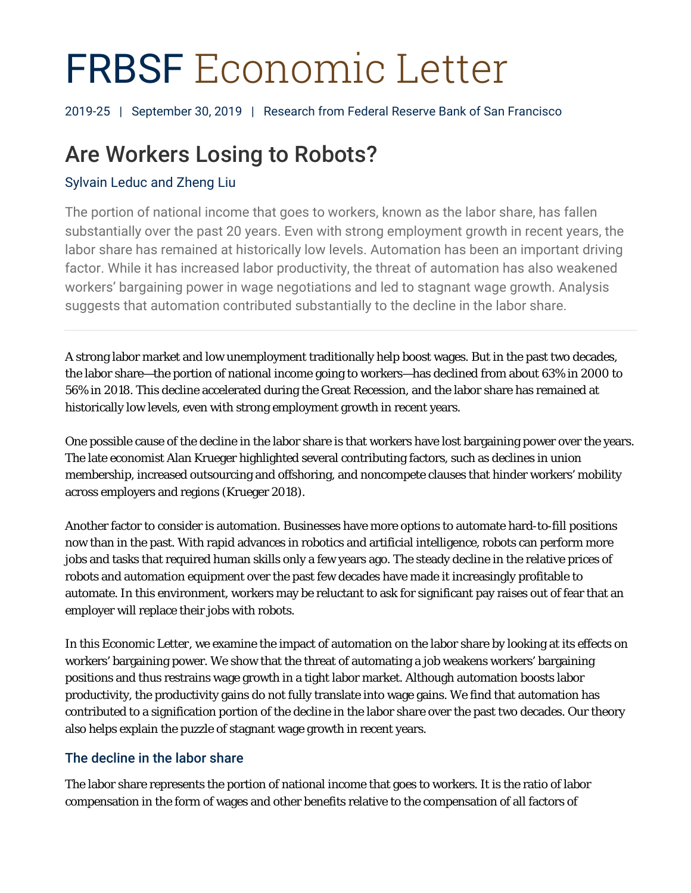# FRBSF Economic Letter

2019-25 | September 30, 2019 | Research from Federal Reserve Bank of San Francisco

## Are Workers Losing to Robots?

Sylvain Leduc and Zheng Liu

The portion of national income that goes to workers, known as the labor share, has fallen substantially over the past 20 years. Even with strong employment growth in recent years, the labor share has remained at historically low levels. Automation has been an important driving factor. While it has increased labor productivity, the threat of automation has also weakened workers' bargaining power in wage negotiations and led to stagnant wage growth. Analysis suggests that automation contributed substantially to the decline in the labor share.

---

A strong labor market and low unemployment traditionally help boost wages. But in the past two decades, the labor share—the portion of national income going to workers—has declined from about 63% in 2000 to 56% in 2018. This decline accelerated during the Great Recession, and the labor share has remained at historically low levels, even with strong employment growth in recent years.

One possible cause of the decline in the labor share is that workers have lost bargaining power over the years. The late economist Alan Krueger highlighted several contributing factors, such as declines in union membership, increased outsourcing and offshoring, and noncompete clauses that hinder workers' mobility across employers and regions (Krueger 2018).

Another factor to consider is automation. Businesses have more options to automate hard-to-fill positions now than in the past. With rapid advances in robotics and artificial intelligence, robots can perform more jobs and tasks that required human skills only a few years ago. The steady decline in the relative prices of robots and automation equipment over the past few decades have made it increasingly profitable to automate. In this environment, workers may be reluctant to ask for significant pay raises out of fear that an employer will replace their jobs with robots.

In this Economic Letter, we examine the impact of automation on the labor share by looking at its effects on workers' bargaining power. We show that the threat of automating a job weakens workers' bargaining positions and thus restrains wage growth in a tight labor market. Although automation boosts labor productivity, the productivity gains do not fully translate into wage gains. We find that automation has contributed to a signification portion of the decline in the labor share over the past two decades. Our theory also helps explain the puzzle of stagnant wage growth in recent years.

### The decline in the labor share

The labor share represents the portion of national income that goes to workers. It is the ratio of labor compensation in the form of wages and other benefits relative to the compensation of all factors of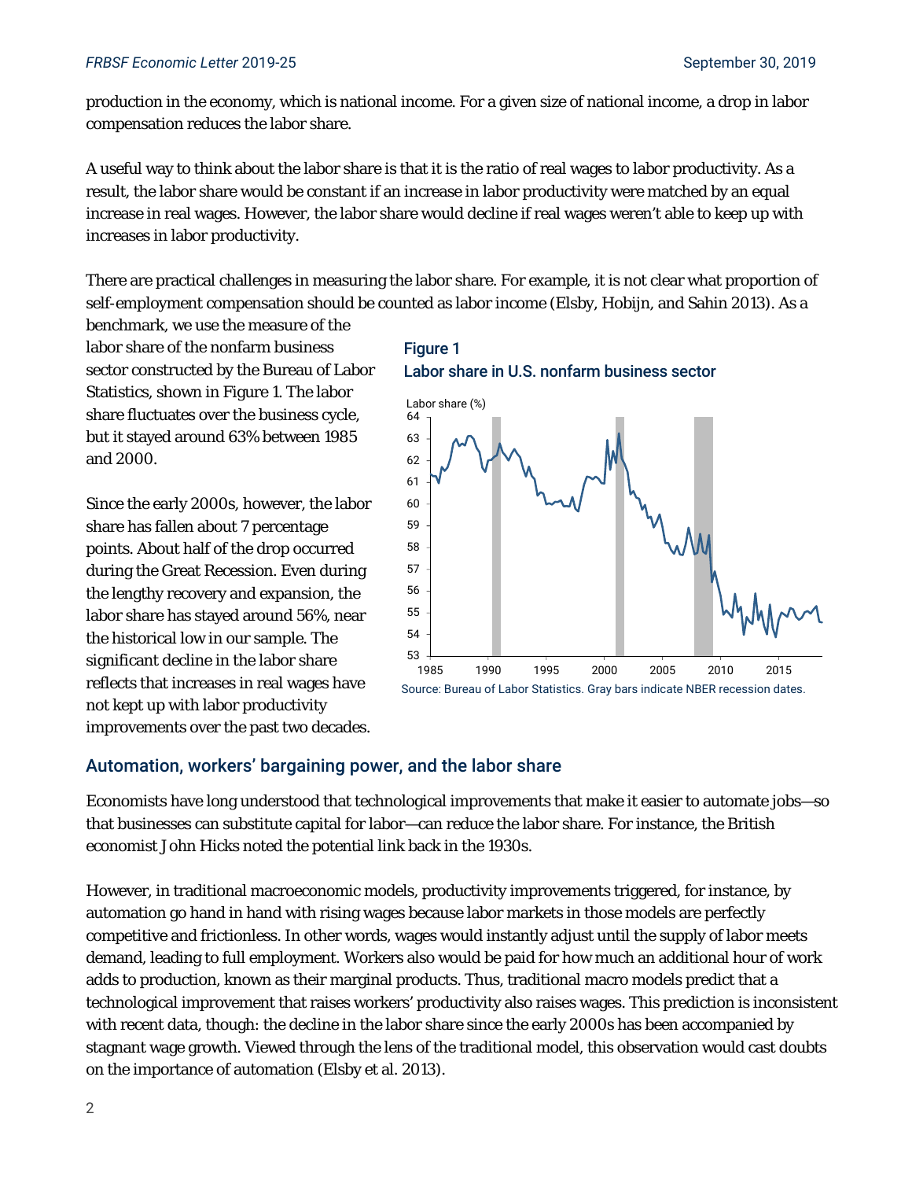production in the economy, which is national income. For a given size of national income, a drop in labor compensation reduces the labor share.

A useful way to think about the labor share is that it is the ratio of real wages to labor productivity. As a result, the labor share would be constant if an increase in labor productivity were matched by an equal increase in real wages. However, the labor share would decline if real wages weren't able to keep up with increases in labor productivity.

There are practical challenges in measuring the labor share. For example, it is not clear what proportion of self-employment compensation should be counted as labor income (Elsby, Hobijn, and Sahin 2013). As a benchmark, we use the measure of the labor share of the nonfarm business sector constructed by the Bureau of Labor Statistics, shown in Figure 1. The labor share fluctuates over the business cycle, but it stayed around 63% between 1985 and 2000.

Since the early 2000s, however, the labor share has fallen about 7 percentage points. About half of the drop occurred during the Great Recession. Even during the lengthy recovery and expansion, the labor share has stayed around 56%, near the historical low in our sample. The significant decline in the labor share reflects that increases in real wages have not kept up with labor productivity improvements over the past two decades.

**Figure 1**
**Labor share in U.S. nonfarm business sector**

Source: Bureau of Labor Statistics. Gray bars indicate NBER recession dates.

## Automation, workers' bargaining power, and the labor share

Economists have long understood that technological improvements that make it easier to automate jobs—so that businesses can substitute capital for labor—can reduce the labor share. For instance, the British economist John Hicks noted the potential link back in the 1930s.

However, in traditional macroeconomic models, productivity improvements triggered, for instance, by automation go hand in hand with rising wages because labor markets in those models are perfectly competitive and frictionless. In other words, wages would instantly adjust until the supply of labor meets demand, leading to full employment. Workers also would be paid for how much an additional hour of work adds to production, known as their marginal products. Thus, traditional macro models predict that a technological improvement that raises workers' productivity also raises wages. This prediction is inconsistent with recent data, though: the decline in the labor share since the early 2000s has been accompanied by stagnant wage growth. Viewed through the lens of the traditional model, this observation would cast doubts on the importance of automation (Elsby et al. 2013).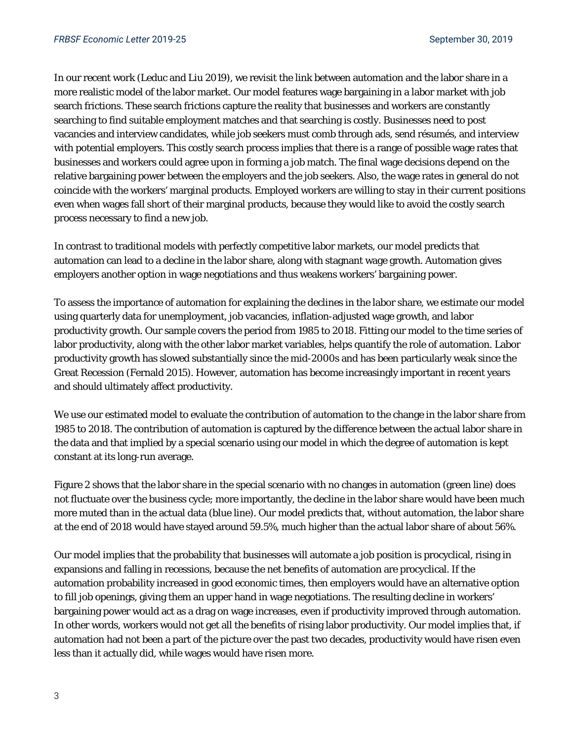In our recent work (Leduc and Liu 2019), we revisit the link between automation and the labor share in a more realistic model of the labor market. Our model features wage bargaining in a labor market with job search frictions. These search frictions capture the reality that businesses and workers are constantly searching to find suitable employment matches and that searching is costly. Businesses need to post vacancies and interview candidates, while job seekers must comb through ads, send résumés, and interview with potential employers. This costly search process implies that there is a range of possible wage rates that businesses and workers could agree upon in forming a job match. The final wage decisions depend on the relative bargaining power between the employers and the job seekers. Also, the wage rates in general do not coincide with the workers' marginal products. Employed workers are willing to stay in their current positions even when wages fall short of their marginal products, because they would like to avoid the costly search process necessary to find a new job.

In contrast to traditional models with perfectly competitive labor markets, our model predicts that automation can lead to a decline in the labor share, along with stagnant wage growth. Automation gives employers another option in wage negotiations and thus weakens workers' bargaining power.

To assess the importance of automation for explaining the declines in the labor share, we estimate our model using quarterly data for unemployment, job vacancies, inflation-adjusted wage growth, and labor productivity growth. Our sample covers the period from 1985 to 2018. Fitting our model to the time series of labor productivity, along with the other labor market variables, helps quantify the role of automation. Labor productivity growth has slowed substantially since the mid-2000s and has been particularly weak since the Great Recession (Fernald 2015). However, automation has become increasingly important in recent years and should ultimately affect productivity.

We use our estimated model to evaluate the contribution of automation to the change in the labor share from 1985 to 2018. The contribution of automation is captured by the difference between the actual labor share in the data and that implied by a special scenario using our model in which the degree of automation is kept constant at its long-run average.

Figure 2 shows that the labor share in the special scenario with no changes in automation (green line) does not fluctuate over the business cycle; more importantly, the decline in the labor share would have been much more muted than in the actual data (blue line). Our model predicts that, without automation, the labor share at the end of 2018 would have stayed around 59.5%, much higher than the actual labor share of about 56%.

Our model implies that the probability that businesses will automate a job position is procyclical, rising in expansions and falling in recessions, because the net benefits of automation are procyclical. If the automation probability increased in good economic times, then employers would have an alternative option to fill job openings, giving them an upper hand in wage negotiations. The resulting decline in workers' bargaining power would act as a drag on wage increases, even if productivity improved through automation. In other words, workers would not get all the benefits of rising labor productivity. Our model implies that, if automation had not been a part of the picture over the past two decades, productivity would have risen even less than it actually did, while wages would have risen more.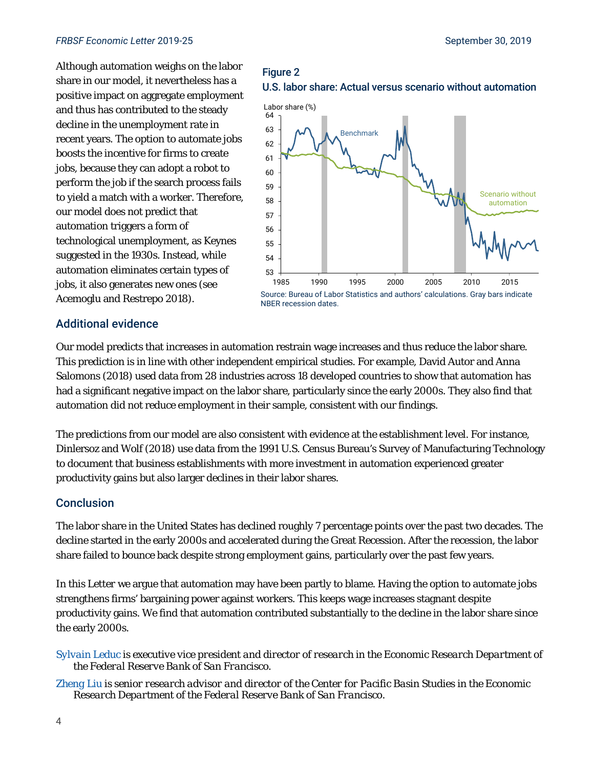Although automation weighs on the labor share in our model, it nevertheless has a positive impact on aggregate employment and thus has contributed to the steady decline in the unemployment rate in recent years. The option to automate jobs boosts the incentive for firms to create jobs, because they can adopt a robot to perform the job if the search process fails to yield a match with a worker. Therefore, our model does not predict that automation triggers a form of technological unemployment, as Keynes suggested in the 1930s. Instead, while automation eliminates certain types of jobs, it also generates new ones (see Acemoglu and Restrepo 2018).

**Figure 2**
**U.S. labor share: Actual versus scenario without automation**

Source: Bureau of Labor Statistics and authors' calculations. Gray bars indicate NBER recession dates.

## Additional evidence

Our model predicts that increases in automation restrain wage increases and thus reduce the labor share. This prediction is in line with other independent empirical studies. For example, David Autor and Anna Salomons (2018) used data from 28 industries across 18 developed countries to show that automation has had a significant negative impact on the labor share, particularly since the early 2000s. They also find that automation did not reduce employment in their sample, consistent with our findings.

The predictions from our model are also consistent with evidence at the establishment level. For instance, Dinlersoz and Wolf (2018) use data from the 1991 U.S. Census Bureau's Survey of Manufacturing Technology to document that business establishments with more investment in automation experienced greater productivity gains but also larger declines in their labor shares.

## Conclusion

The labor share in the United States has declined roughly 7 percentage points over the past two decades. The decline started in the early 2000s and accelerated during the Great Recession. After the recession, the labor share failed to bounce back despite strong employment gains, particularly over the past few years.

In this Letter we argue that automation may have been partly to blame. Having the option to automate jobs strengthens firms' bargaining power against workers. This keeps wage increases stagnant despite productivity gains. We find that automation contributed substantially to the decline in the labor share since the early 2000s.

Sylvain Leduc *is executive vice president and director of research in the Economic Research Department of the Federal Reserve Bank of San Francisco.*

Zheng Liu *is senior research advisor and director of the Center for Pacific Basin Studies in the Economic Research Department of the Federal Reserve Bank of San Francisco.*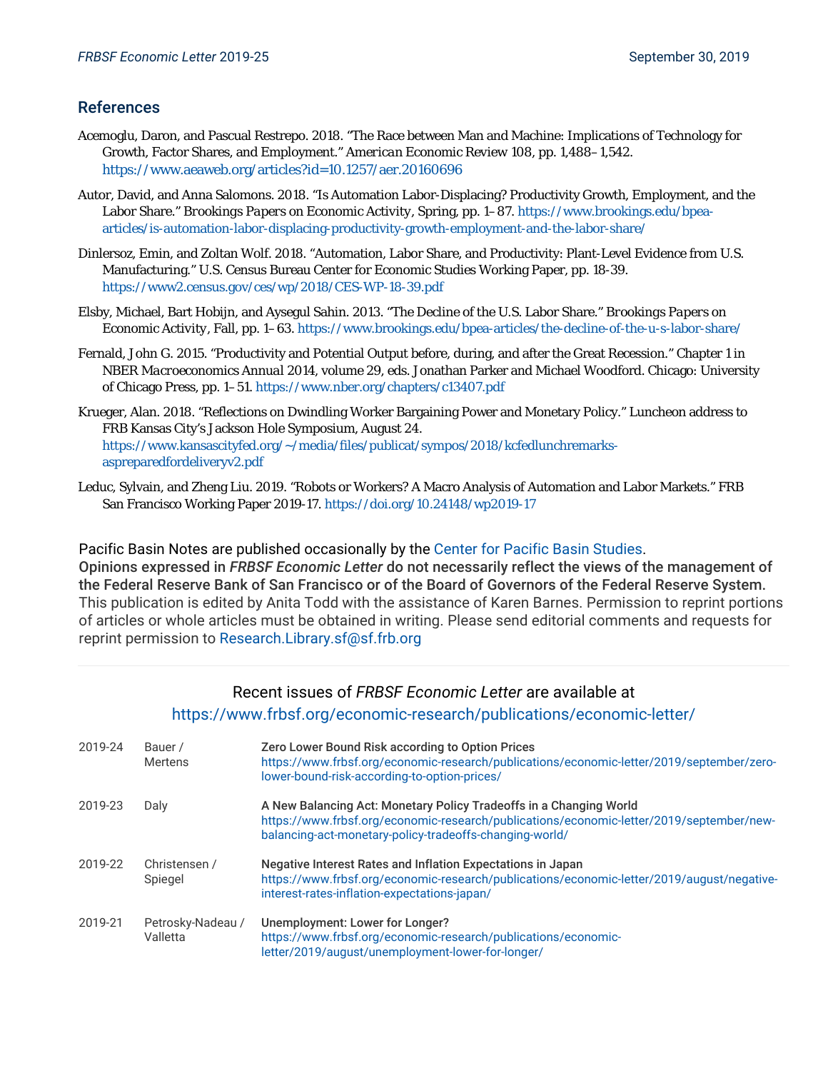## References

Acemoglu, Daron, and Pascual Restrepo. 2018. "The Race between Man and Machine: Implications of Technology for Growth, Factor Shares, and Employment." *American Economic Review* 108, pp. 1,488–1,542. https://www.aeaweb.org/articles?id=10.1257/aer.20160696

Autor, David, and Anna Salomons. 2018. "Is Automation Labor-Displacing? Productivity Growth, Employment, and the Labor Share." *Brookings Papers on Economic Activity*, Spring, pp. 1–87. https://www.brookings.edu/bpea-articles/is-automation-labor-displacing-productivity-growth-employment-and-the-labor-share/

Dinlersoz, Emin, and Zoltan Wolf. 2018. "Automation, Labor Share, and Productivity: Plant-Level Evidence from U.S. Manufacturing." U.S. Census Bureau Center for Economic Studies Working Paper, pp. 18-39. https://www2.census.gov/ces/wp/2018/CES-WP-18-39.pdf

Elsby, Michael, Bart Hobijn, and Aysegul Sahin. 2013. "The Decline of the U.S. Labor Share." *Brookings Papers on Economic Activity*, Fall, pp. 1–63. https://www.brookings.edu/bpea-articles/the-decline-of-the-u-s-labor-share/

Fernald, John G. 2015. "Productivity and Potential Output before, during, and after the Great Recession." Chapter 1 in *NBER Macroeconomics Annual 2014*, volume 29, eds. Jonathan Parker and Michael Woodford. Chicago: University of Chicago Press, pp. 1–51. https://www.nber.org/chapters/c13407.pdf

Krueger, Alan. 2018. "Reflections on Dwindling Worker Bargaining Power and Monetary Policy." Luncheon address to FRB Kansas City's Jackson Hole Symposium, August 24. https://www.kansascityfed.org/~/media/files/publicat/sympos/2018/kcfedlunchremarks-aspreparedfordeliveryv2.pdf

Leduc, Sylvain, and Zheng Liu. 2019. "Robots or Workers? A Macro Analysis of Automation and Labor Markets." FRB San Francisco Working Paper 2019-17. https://doi.org/10.24148/wp2019-17

Pacific Basin Notes are published occasionally by the Center for Pacific Basin Studies.
**Opinions expressed in *FRBSF Economic Letter* do not necessarily reflect the views of the management of the Federal Reserve Bank of San Francisco or of the Board of Governors of the Federal Reserve System.** This publication is edited by Anita Todd with the assistance of Karen Barnes. Permission to reprint portions of articles or whole articles must be obtained in writing. Please send editorial comments and requests for reprint permission to Research.Library.sf@sf.frb.org

Recent issues of *FRBSF Economic Letter* are available at
https://www.frbsf.org/economic-research/publications/economic-letter/

| | | |
|---|---|---|
| 2019-24 | Bauer / Mertens | **Zero Lower Bound Risk according to Option Prices** https://www.frbsf.org/economic-research/publications/economic-letter/2019/september/zero-lower-bound-risk-according-to-option-prices/ |
| 2019-23 | Daly | **A New Balancing Act: Monetary Policy Tradeoffs in a Changing World** https://www.frbsf.org/economic-research/publications/economic-letter/2019/september/new-balancing-act-monetary-policy-tradeoffs-changing-world/ |
| 2019-22 | Christensen / Spiegel | **Negative Interest Rates and Inflation Expectations in Japan** https://www.frbsf.org/economic-research/publications/economic-letter/2019/august/negative-interest-rates-inflation-expectations-japan/ |
| 2019-21 | Petrosky-Nadeau / Valletta | **Unemployment: Lower for Longer?** https://www.frbsf.org/economic-research/publications/economic-letter/2019/august/unemployment-lower-for-longer/ |